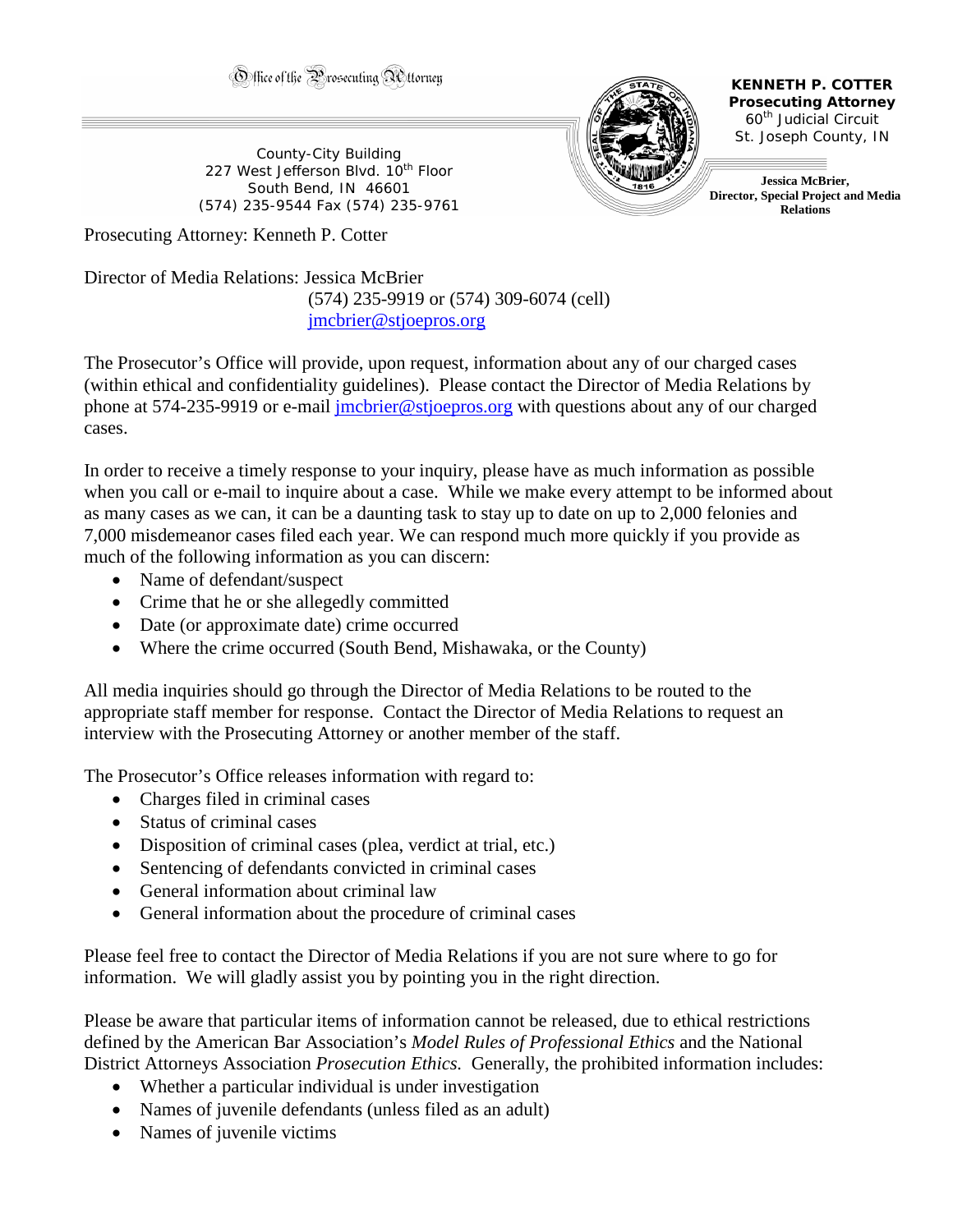Office of the Prosecuting Attorney

County-City Building
227 West Jefferson Blvd. 10th Floor
South Bend, IN 46601
(574) 235-9544 Fax (574) 235-9761

**KENNETH P. COTTER**
**Prosecuting Attorney**
60th Judicial Circuit
St. Joseph County, IN

**Jessica McBrier,**
**Director, Special Project and Media Relations**

Prosecuting Attorney: Kenneth P. Cotter

Director of Media Relations: Jessica McBrier
(574) 235-9919 or (574) 309-6074 (cell)
jmcbrier@stjoepros.org

The Prosecutor's Office will provide, upon request, information about any of our charged cases (within ethical and confidentiality guidelines). Please contact the Director of Media Relations by phone at 574-235-9919 or e-mail jmcbrier@stjoepros.org with questions about any of our charged cases.

In order to receive a timely response to your inquiry, please have as much information as possible when you call or e-mail to inquire about a case. While we make every attempt to be informed about as many cases as we can, it can be a daunting task to stay up to date on up to 2,000 felonies and 7,000 misdemeanor cases filed each year. We can respond much more quickly if you provide as much of the following information as you can discern:

- Name of defendant/suspect
- Crime that he or she allegedly committed
- Date (or approximate date) crime occurred
- Where the crime occurred (South Bend, Mishawaka, or the County)

All media inquiries should go through the Director of Media Relations to be routed to the appropriate staff member for response. Contact the Director of Media Relations to request an interview with the Prosecuting Attorney or another member of the staff.

The Prosecutor's Office releases information with regard to:

- Charges filed in criminal cases
- Status of criminal cases
- Disposition of criminal cases (plea, verdict at trial, etc.)
- Sentencing of defendants convicted in criminal cases
- General information about criminal law
- General information about the procedure of criminal cases

Please feel free to contact the Director of Media Relations if you are not sure where to go for information. We will gladly assist you by pointing you in the right direction.

Please be aware that particular items of information cannot be released, due to ethical restrictions defined by the American Bar Association's *Model Rules of Professional Ethics* and the National District Attorneys Association *Prosecution Ethics.* Generally, the prohibited information includes:

- Whether a particular individual is under investigation
- Names of juvenile defendants (unless filed as an adult)
- Names of juvenile victims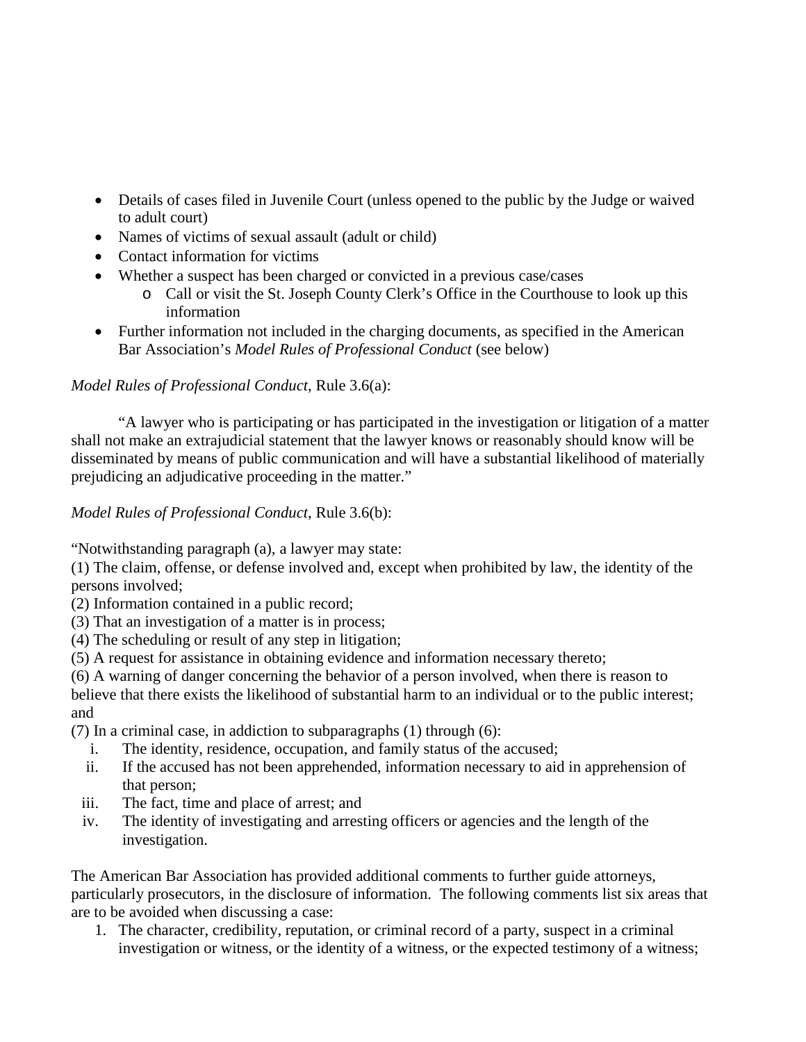- Details of cases filed in Juvenile Court (unless opened to the public by the Judge or waived to adult court)
- Names of victims of sexual assault (adult or child)
- Contact information for victims
- Whether a suspect has been charged or convicted in a previous case/cases
  - Call or visit the St. Joseph County Clerk's Office in the Courthouse to look up this information
- Further information not included in the charging documents, as specified in the American Bar Association's *Model Rules of Professional Conduct* (see below)

*Model Rules of Professional Conduct*, Rule 3.6(a):

"A lawyer who is participating or has participated in the investigation or litigation of a matter shall not make an extrajudicial statement that the lawyer knows or reasonably should know will be disseminated by means of public communication and will have a substantial likelihood of materially prejudicing an adjudicative proceeding in the matter."

*Model Rules of Professional Conduct*, Rule 3.6(b):

"Notwithstanding paragraph (a), a lawyer may state:
(1) The claim, offense, or defense involved and, except when prohibited by law, the identity of the persons involved;
(2) Information contained in a public record;
(3) That an investigation of a matter is in process;
(4) The scheduling or result of any step in litigation;
(5) A request for assistance in obtaining evidence and information necessary thereto;
(6) A warning of danger concerning the behavior of a person involved, when there is reason to believe that there exists the likelihood of substantial harm to an individual or to the public interest; and
(7) In a criminal case, in addiction to subparagraphs (1) through (6):

i. The identity, residence, occupation, and family status of the accused;
ii. If the accused has not been apprehended, information necessary to aid in apprehension of that person;
iii. The fact, time and place of arrest; and
iv. The identity of investigating and arresting officers or agencies and the length of the investigation.

The American Bar Association has provided additional comments to further guide attorneys, particularly prosecutors, in the disclosure of information. The following comments list six areas that are to be avoided when discussing a case:

1. The character, credibility, reputation, or criminal record of a party, suspect in a criminal investigation or witness, or the identity of a witness, or the expected testimony of a witness;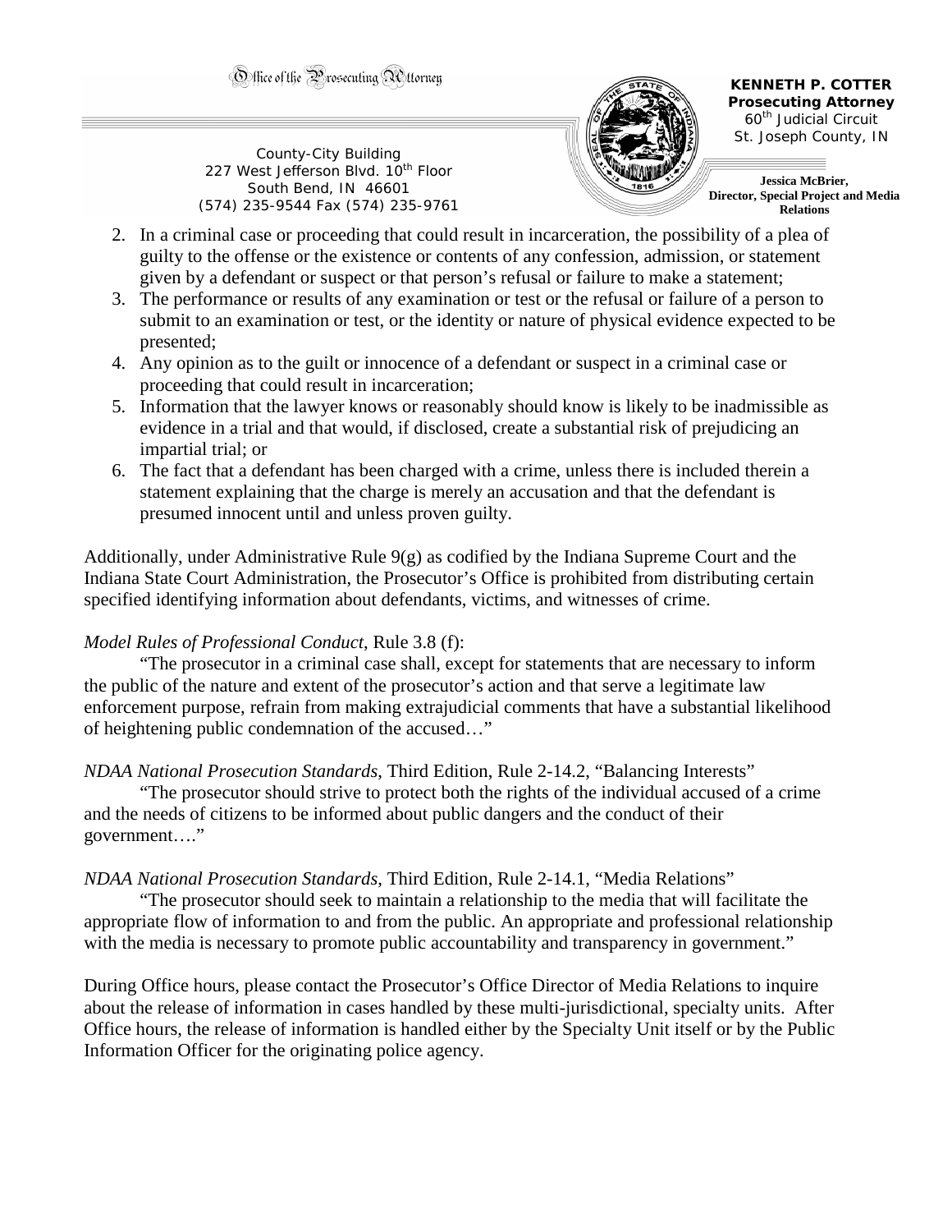2. In a criminal case or proceeding that could result in incarceration, the possibility of a plea of guilty to the offense or the existence or contents of any confession, admission, or statement given by a defendant or suspect or that person's refusal or failure to make a statement;
3. The performance or results of any examination or test or the refusal or failure of a person to submit to an examination or test, or the identity or nature of physical evidence expected to be presented;
4. Any opinion as to the guilt or innocence of a defendant or suspect in a criminal case or proceeding that could result in incarceration;
5. Information that the lawyer knows or reasonably should know is likely to be inadmissible as evidence in a trial and that would, if disclosed, create a substantial risk of prejudicing an impartial trial; or
6. The fact that a defendant has been charged with a crime, unless there is included therein a statement explaining that the charge is merely an accusation and that the defendant is presumed innocent until and unless proven guilty.

Additionally, under Administrative Rule 9(g) as codified by the Indiana Supreme Court and the Indiana State Court Administration, the Prosecutor's Office is prohibited from distributing certain specified identifying information about defendants, victims, and witnesses of crime.

*Model Rules of Professional Conduct*, Rule 3.8 (f):

"The prosecutor in a criminal case shall, except for statements that are necessary to inform the public of the nature and extent of the prosecutor's action and that serve a legitimate law enforcement purpose, refrain from making extrajudicial comments that have a substantial likelihood of heightening public condemnation of the accused…"

*NDAA National Prosecution Standards*, Third Edition, Rule 2-14.2, "Balancing Interests"

"The prosecutor should strive to protect both the rights of the individual accused of a crime and the needs of citizens to be informed about public dangers and the conduct of their government…."

*NDAA National Prosecution Standards*, Third Edition, Rule 2-14.1, "Media Relations"

"The prosecutor should seek to maintain a relationship to the media that will facilitate the appropriate flow of information to and from the public. An appropriate and professional relationship with the media is necessary to promote public accountability and transparency in government."

During Office hours, please contact the Prosecutor's Office Director of Media Relations to inquire about the release of information in cases handled by these multi-jurisdictional, specialty units. After Office hours, the release of information is handled either by the Specialty Unit itself or by the Public Information Officer for the originating police agency.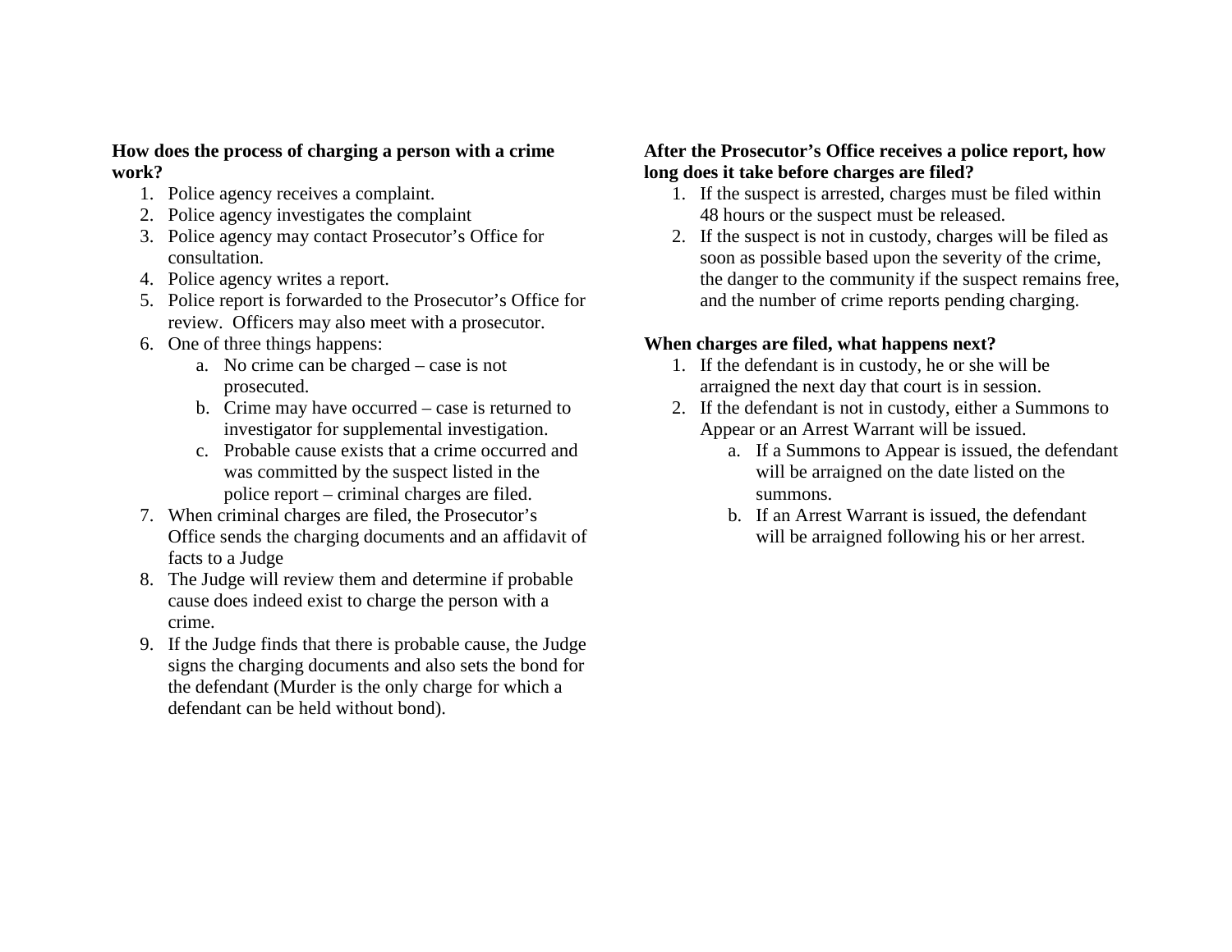**How does the process of charging a person with a crime work?**

1. Police agency receives a complaint.
2. Police agency investigates the complaint
3. Police agency may contact Prosecutor's Office for consultation.
4. Police agency writes a report.
5. Police report is forwarded to the Prosecutor's Office for review. Officers may also meet with a prosecutor.
6. One of three things happens:
   a. No crime can be charged – case is not prosecuted.
   b. Crime may have occurred – case is returned to investigator for supplemental investigation.
   c. Probable cause exists that a crime occurred and was committed by the suspect listed in the police report – criminal charges are filed.
7. When criminal charges are filed, the Prosecutor's Office sends the charging documents and an affidavit of facts to a Judge
8. The Judge will review them and determine if probable cause does indeed exist to charge the person with a crime.
9. If the Judge finds that there is probable cause, the Judge signs the charging documents and also sets the bond for the defendant (Murder is the only charge for which a defendant can be held without bond).

**After the Prosecutor's Office receives a police report, how long does it take before charges are filed?**

1. If the suspect is arrested, charges must be filed within 48 hours or the suspect must be released.
2. If the suspect is not in custody, charges will be filed as soon as possible based upon the severity of the crime, the danger to the community if the suspect remains free, and the number of crime reports pending charging.

**When charges are filed, what happens next?**

1. If the defendant is in custody, he or she will be arraigned the next day that court is in session.
2. If the defendant is not in custody, either a Summons to Appear or an Arrest Warrant will be issued.
   a. If a Summons to Appear is issued, the defendant will be arraigned on the date listed on the summons.
   b. If an Arrest Warrant is issued, the defendant will be arraigned following his or her arrest.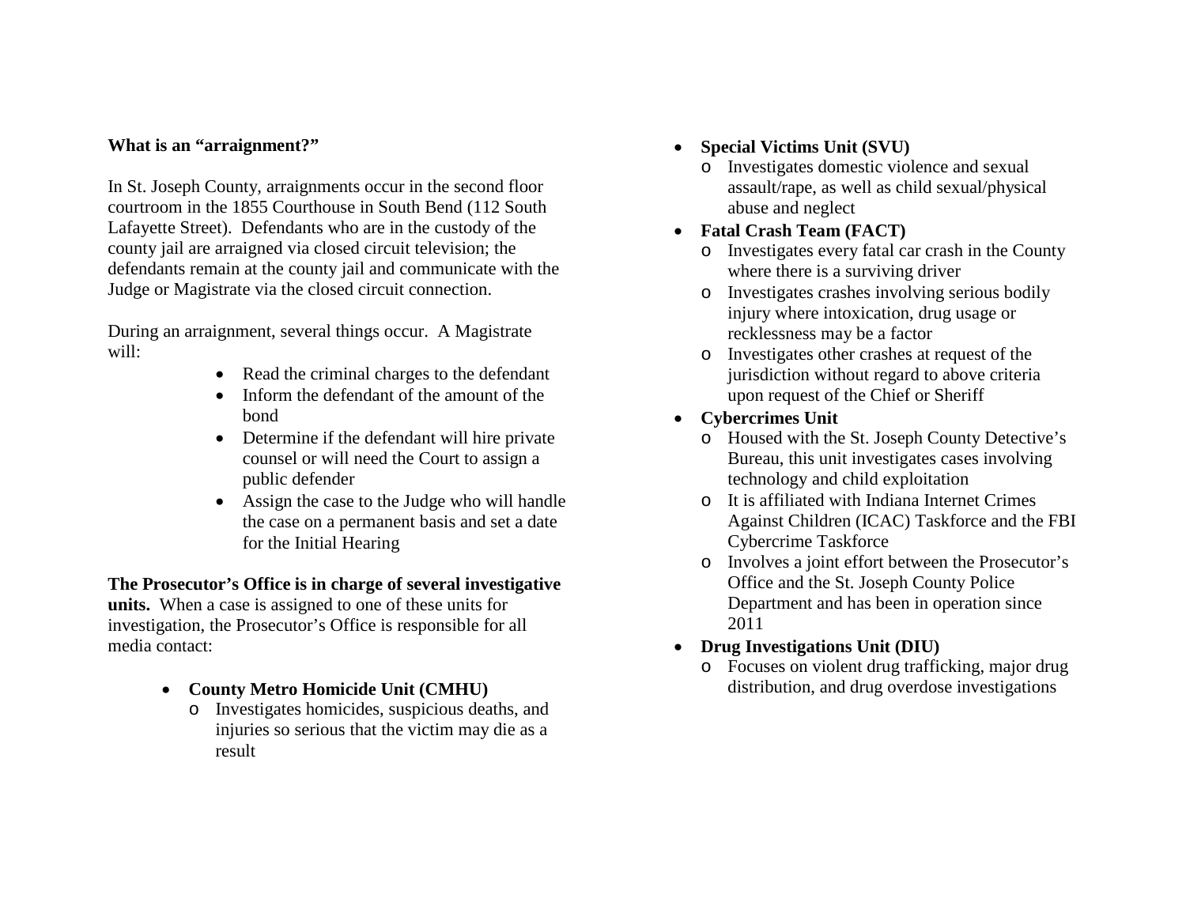**What is an "arraignment?"**

In St. Joseph County, arraignments occur in the second floor courtroom in the 1855 Courthouse in South Bend (112 South Lafayette Street). Defendants who are in the custody of the county jail are arraigned via closed circuit television; the defendants remain at the county jail and communicate with the Judge or Magistrate via the closed circuit connection.

During an arraignment, several things occur. A Magistrate will:

- Read the criminal charges to the defendant
- Inform the defendant of the amount of the bond
- Determine if the defendant will hire private counsel or will need the Court to assign a public defender
- Assign the case to the Judge who will handle the case on a permanent basis and set a date for the Initial Hearing

**The Prosecutor's Office is in charge of several investigative units.** When a case is assigned to one of these units for investigation, the Prosecutor's Office is responsible for all media contact:

- **County Metro Homicide Unit (CMHU)**
  - Investigates homicides, suspicious deaths, and injuries so serious that the victim may die as a result
- **Special Victims Unit (SVU)**
  - Investigates domestic violence and sexual assault/rape, as well as child sexual/physical abuse and neglect
- **Fatal Crash Team (FACT)**
  - Investigates every fatal car crash in the County where there is a surviving driver
  - Investigates crashes involving serious bodily injury where intoxication, drug usage or recklessness may be a factor
  - Investigates other crashes at request of the jurisdiction without regard to above criteria upon request of the Chief or Sheriff
- **Cybercrimes Unit**
  - Housed with the St. Joseph County Detective's Bureau, this unit investigates cases involving technology and child exploitation
  - It is affiliated with Indiana Internet Crimes Against Children (ICAC) Taskforce and the FBI Cybercrime Taskforce
  - Involves a joint effort between the Prosecutor's Office and the St. Joseph County Police Department and has been in operation since 2011
- **Drug Investigations Unit (DIU)**
  - Focuses on violent drug trafficking, major drug distribution, and drug overdose investigations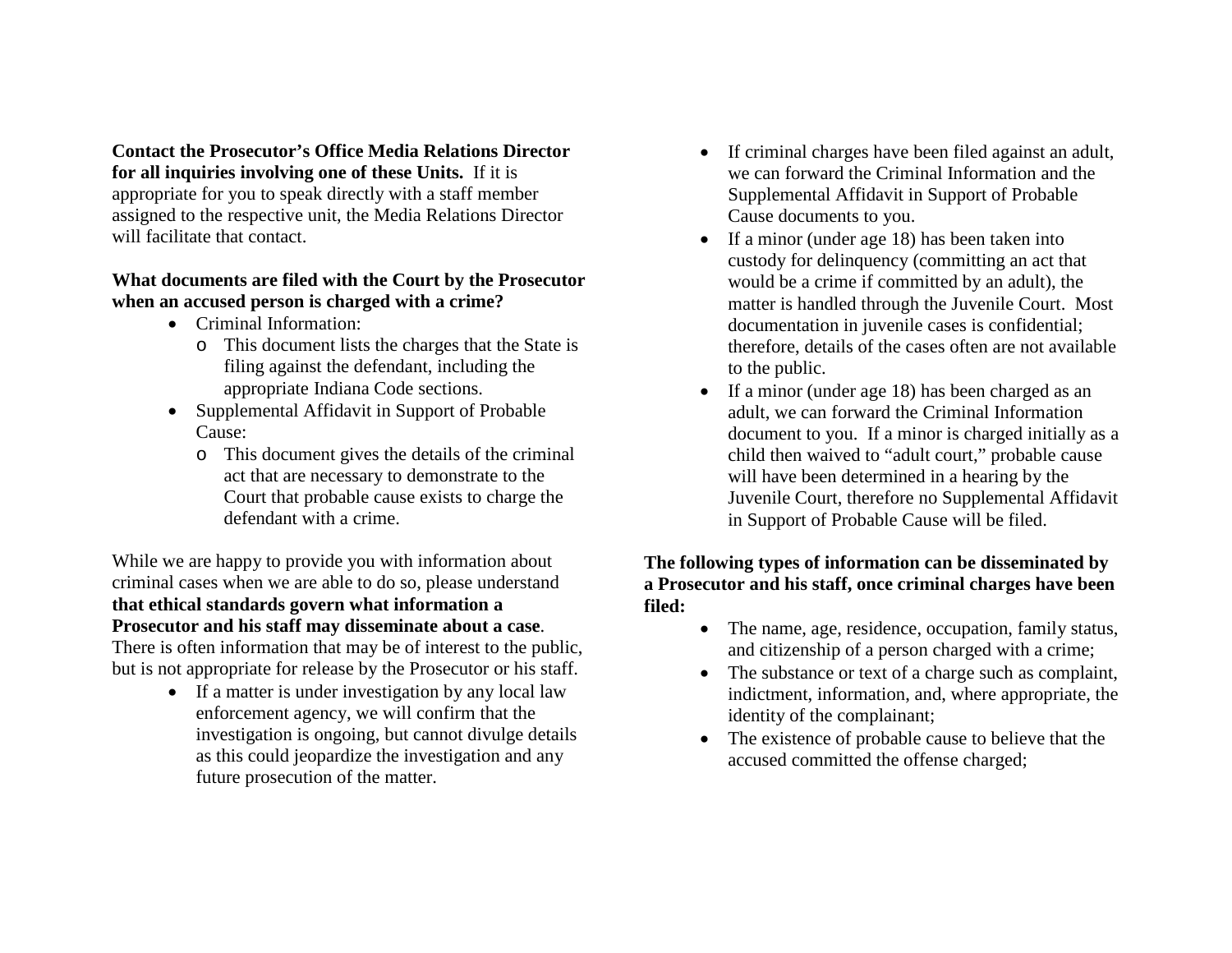**Contact the Prosecutor's Office Media Relations Director for all inquiries involving one of these Units.** If it is appropriate for you to speak directly with a staff member assigned to the respective unit, the Media Relations Director will facilitate that contact.

**What documents are filed with the Court by the Prosecutor when an accused person is charged with a crime?**

- Criminal Information:
  - This document lists the charges that the State is filing against the defendant, including the appropriate Indiana Code sections.
- Supplemental Affidavit in Support of Probable Cause:
  - This document gives the details of the criminal act that are necessary to demonstrate to the Court that probable cause exists to charge the defendant with a crime.

While we are happy to provide you with information about criminal cases when we are able to do so, please understand **that ethical standards govern what information a Prosecutor and his staff may disseminate about a case**. There is often information that may be of interest to the public, but is not appropriate for release by the Prosecutor or his staff.

- If a matter is under investigation by any local law enforcement agency, we will confirm that the investigation is ongoing, but cannot divulge details as this could jeopardize the investigation and any future prosecution of the matter.
- If criminal charges have been filed against an adult, we can forward the Criminal Information and the Supplemental Affidavit in Support of Probable Cause documents to you.
- If a minor (under age 18) has been taken into custody for delinquency (committing an act that would be a crime if committed by an adult), the matter is handled through the Juvenile Court. Most documentation in juvenile cases is confidential; therefore, details of the cases often are not available to the public.
- If a minor (under age 18) has been charged as an adult, we can forward the Criminal Information document to you. If a minor is charged initially as a child then waived to "adult court," probable cause will have been determined in a hearing by the Juvenile Court, therefore no Supplemental Affidavit in Support of Probable Cause will be filed.

**The following types of information can be disseminated by a Prosecutor and his staff, once criminal charges have been filed:**

- The name, age, residence, occupation, family status, and citizenship of a person charged with a crime;
- The substance or text of a charge such as complaint, indictment, information, and, where appropriate, the identity of the complainant;
- The existence of probable cause to believe that the accused committed the offense charged;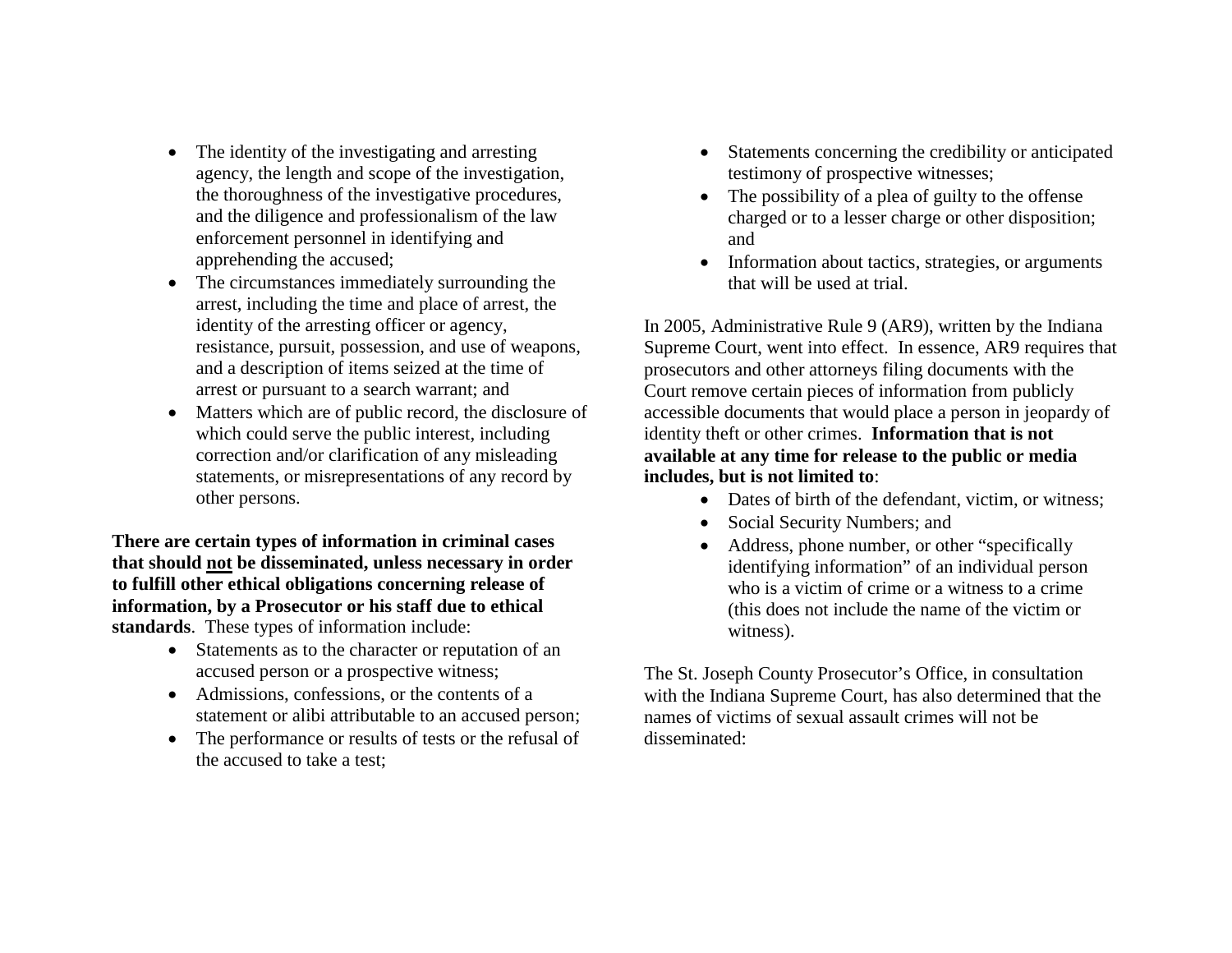- The identity of the investigating and arresting agency, the length and scope of the investigation, the thoroughness of the investigative procedures, and the diligence and professionalism of the law enforcement personnel in identifying and apprehending the accused;
- The circumstances immediately surrounding the arrest, including the time and place of arrest, the identity of the arresting officer or agency, resistance, pursuit, possession, and use of weapons, and a description of items seized at the time of arrest or pursuant to a search warrant; and
- Matters which are of public record, the disclosure of which could serve the public interest, including correction and/or clarification of any misleading statements, or misrepresentations of any record by other persons.

**There are certain types of information in criminal cases that should <u>not</u> be disseminated, unless necessary in order to fulfill other ethical obligations concerning release of information, by a Prosecutor or his staff due to ethical standards**. These types of information include:

- Statements as to the character or reputation of an accused person or a prospective witness;
- Admissions, confessions, or the contents of a statement or alibi attributable to an accused person;
- The performance or results of tests or the refusal of the accused to take a test;
- Statements concerning the credibility or anticipated testimony of prospective witnesses;
- The possibility of a plea of guilty to the offense charged or to a lesser charge or other disposition; and
- Information about tactics, strategies, or arguments that will be used at trial.

In 2005, Administrative Rule 9 (AR9), written by the Indiana Supreme Court, went into effect. In essence, AR9 requires that prosecutors and other attorneys filing documents with the Court remove certain pieces of information from publicly accessible documents that would place a person in jeopardy of identity theft or other crimes. **Information that is not available at any time for release to the public or media includes, but is not limited to**:

- Dates of birth of the defendant, victim, or witness;
- Social Security Numbers; and
- Address, phone number, or other "specifically identifying information" of an individual person who is a victim of crime or a witness to a crime (this does not include the name of the victim or witness).

The St. Joseph County Prosecutor's Office, in consultation with the Indiana Supreme Court, has also determined that the names of victims of sexual assault crimes will not be disseminated: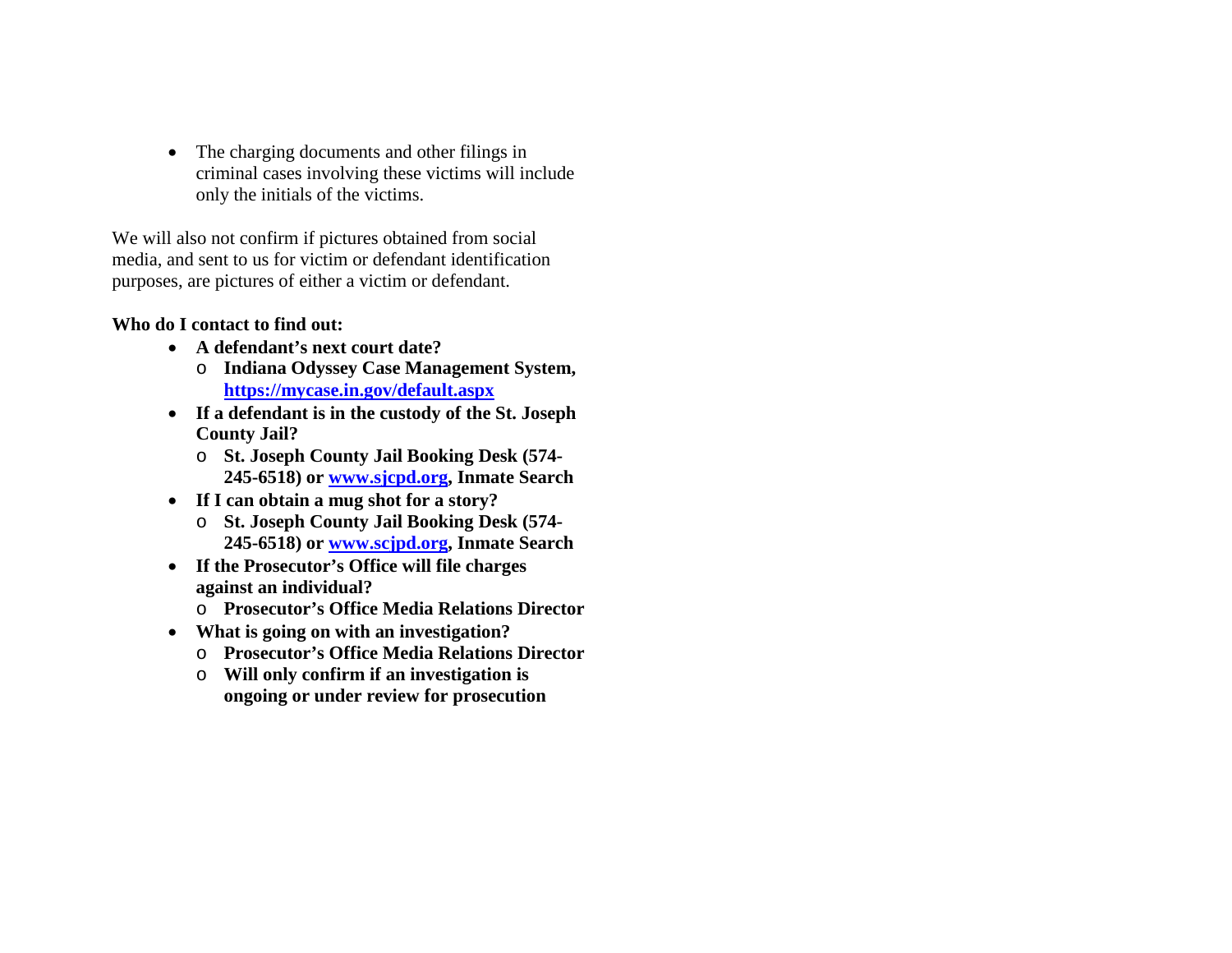- The charging documents and other filings in criminal cases involving these victims will include only the initials of the victims.

We will also not confirm if pictures obtained from social media, and sent to us for victim or defendant identification purposes, are pictures of either a victim or defendant.

**Who do I contact to find out:**

- **A defendant's next court date?**
  - **Indiana Odyssey Case Management System, [https://mycase.in.gov/default.aspx](https://mycase.in.gov/default.aspx)**
- **If a defendant is in the custody of the St. Joseph County Jail?**
  - **St. Joseph County Jail Booking Desk (574-245-6518) or [www.sjcpd.org](www.sjcpd.org), Inmate Search**
- **If I can obtain a mug shot for a story?**
  - **St. Joseph County Jail Booking Desk (574-245-6518) or [www.scjpd.org](www.scjpd.org), Inmate Search**
- **If the Prosecutor's Office will file charges against an individual?**
  - **Prosecutor's Office Media Relations Director**
- **What is going on with an investigation?**
  - **Prosecutor's Office Media Relations Director**
  - **Will only confirm if an investigation is ongoing or under review for prosecution**